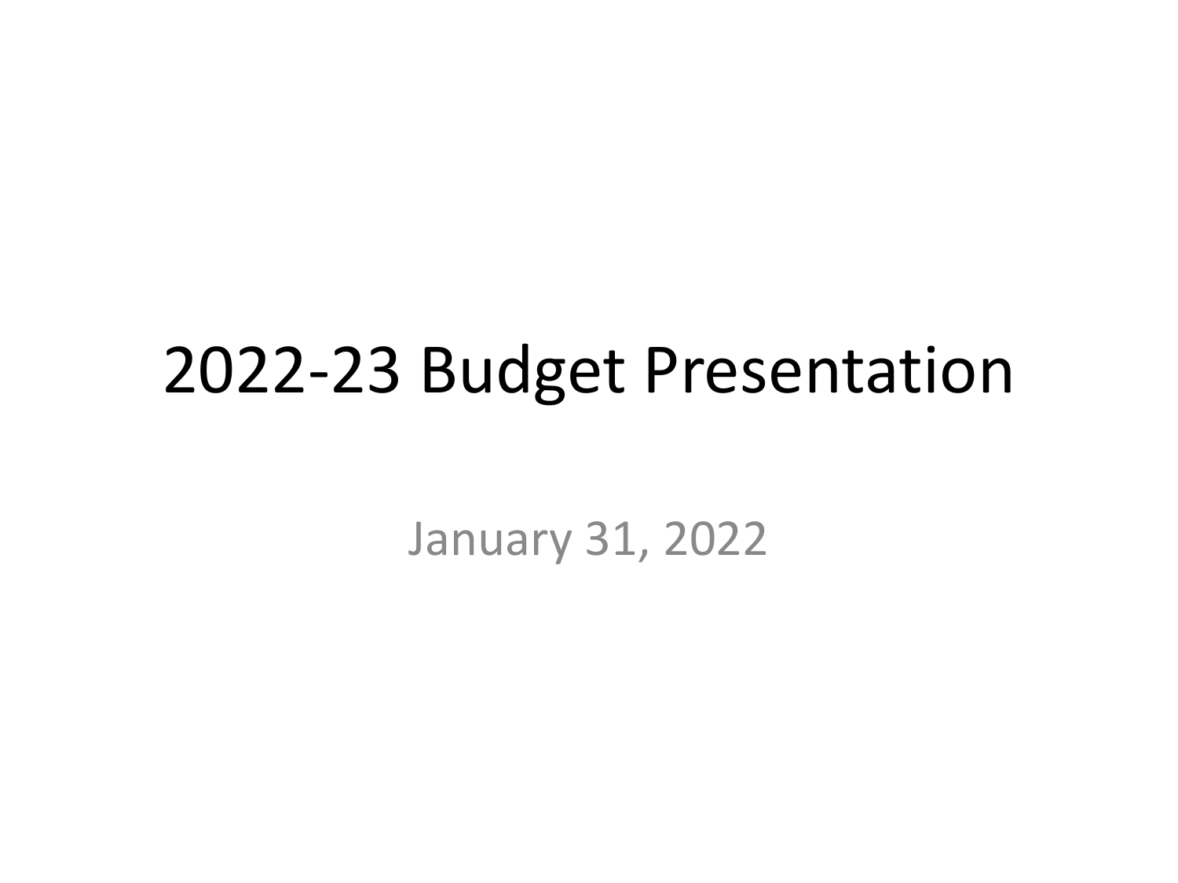# 2022-23 Budget Presentation

January 31, 2022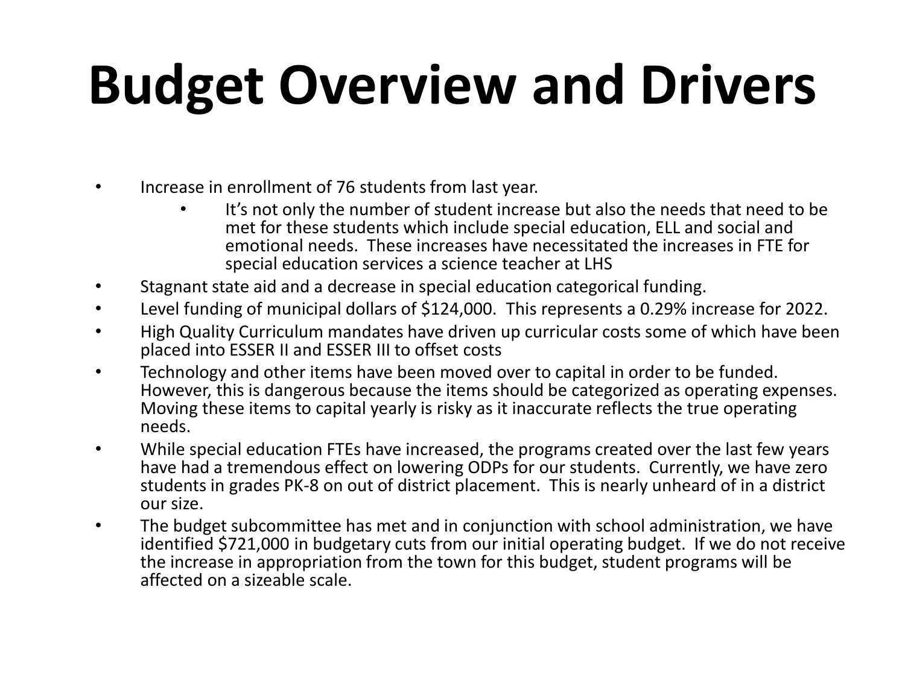# Budget Overview and Drivers

- Increase in enrollment of 76 students from last year.
    - It's not only the number of student increase but also the needs that need to be met for these students which include special education, ELL and social and emotional needs. These increases have necessitated the increases in FTE for special education services a science teacher at LHS
- Stagnant state aid and a decrease in special education categorical funding.
- Level funding of municipal dollars of $124,000. This represents a 0.29% increase for 2022.
- High Quality Curriculum mandates have driven up curricular costs some of which have been placed into ESSER II and ESSER III to offset costs
- Technology and other items have been moved over to capital in order to be funded. However, this is dangerous because the items should be categorized as operating expenses. Moving these items to capital yearly is risky as it inaccurate reflects the true operating needs.
- While special education FTEs have increased, the programs created over the last few years have had a tremendous effect on lowering ODPs for our students. Currently, we have zero students in grades PK-8 on out of district placement. This is nearly unheard of in a district our size.
- The budget subcommittee has met and in conjunction with school administration, we have identified $721,000 in budgetary cuts from our initial operating budget. If we do not receive the increase in appropriation from the town for this budget, student programs will be affected on a sizeable scale.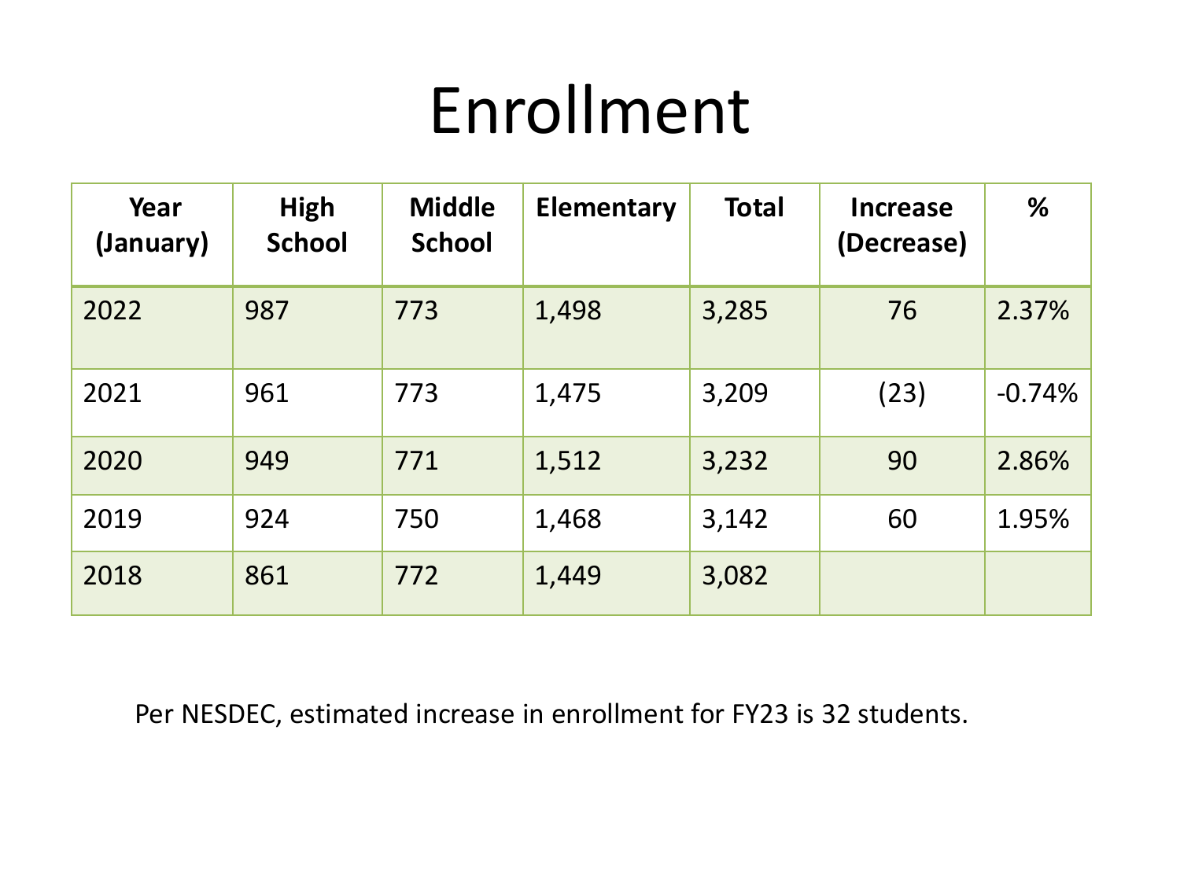# Enrollment

| Year (January) | High School | Middle School | Elementary | Total | Increase (Decrease) | % |
|---|---|---|---|---|---|---|
| 2022 | 987 | 773 | 1,498 | 3,285 | 76 | 2.37% |
| 2021 | 961 | 773 | 1,475 | 3,209 | (23) | -0.74% |
| 2020 | 949 | 771 | 1,512 | 3,232 | 90 | 2.86% |
| 2019 | 924 | 750 | 1,468 | 3,142 | 60 | 1.95% |
| 2018 | 861 | 772 | 1,449 | 3,082 | | |

Per NESDEC, estimated increase in enrollment for FY23 is 32 students.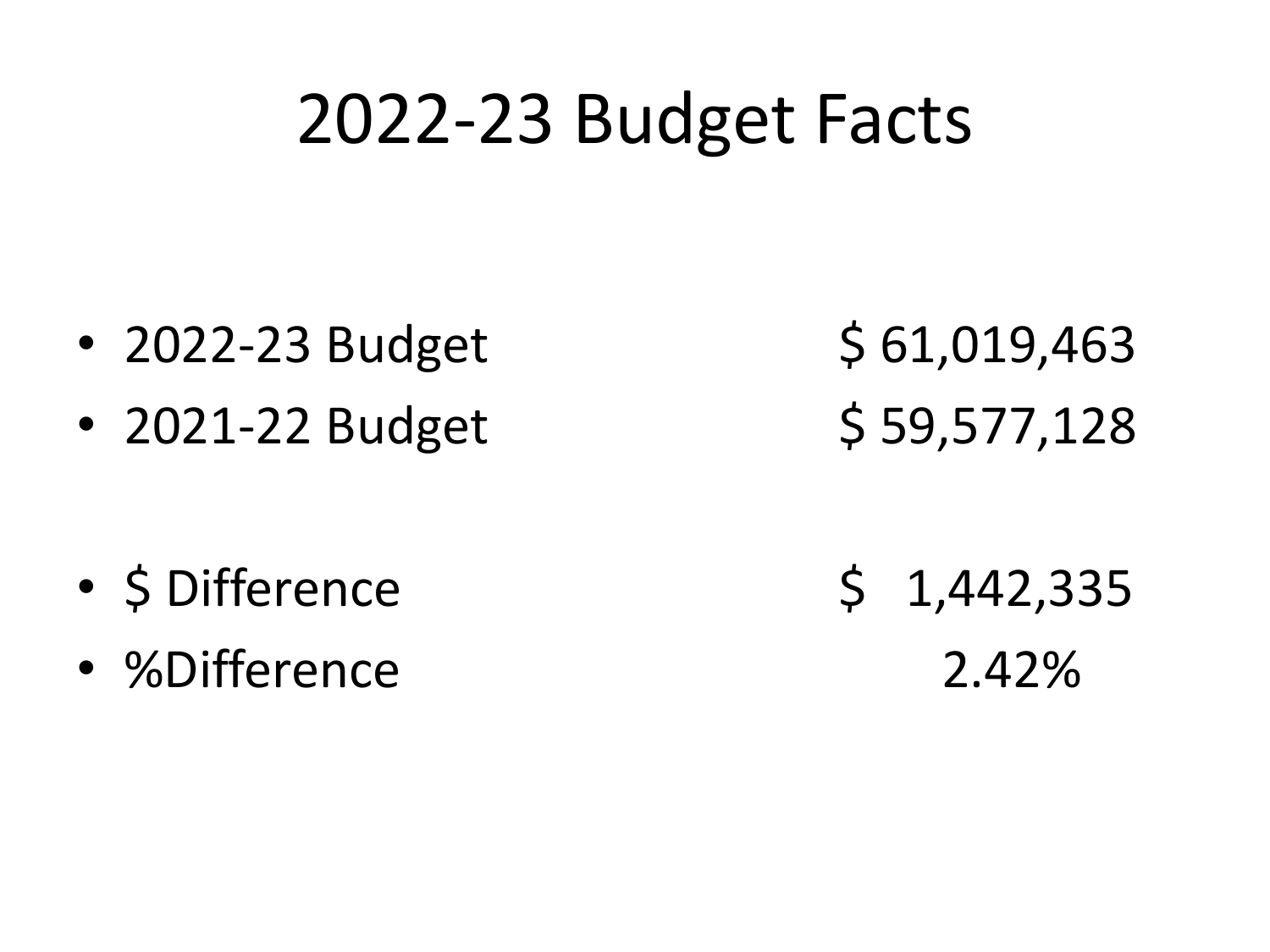# 2022-23 Budget Facts

- 2022-23 Budget $ 61,019,463
- 2021-22 Budget $ 59,577,128

- $ Difference $ 1,442,335
- %Difference 2.42%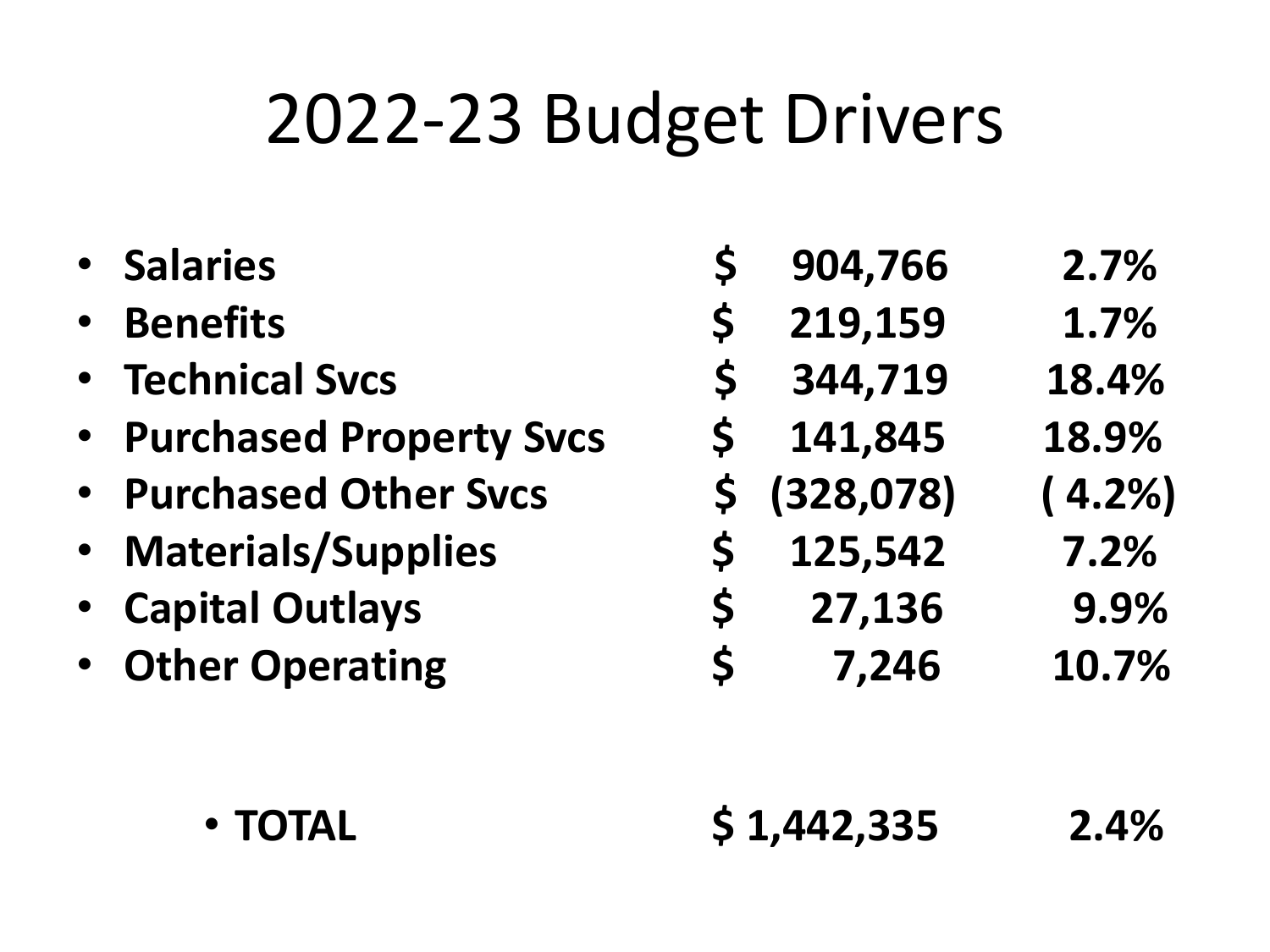# 2022-23 Budget Drivers

| Category | Amount | Percent |
|---|---|---|
| **Salaries** | **$ 904,766** | **2.7%** |
| **Benefits** | **$ 219,159** | **1.7%** |
| **Technical Svcs** | **$ 344,719** | **18.4%** |
| **Purchased Property Svcs** | **$ 141,845** | **18.9%** |
| **Purchased Other Svcs** | **$ (328,078)** | **( 4.2%)** |
| **Materials/Supplies** | **$ 125,542** | **7.2%** |
| **Capital Outlays** | **$ 27,136** | **9.9%** |
| **Other Operating** | **$ 7,246** | **10.7%** |
| **TOTAL** | **$ 1,442,335** | **2.4%** |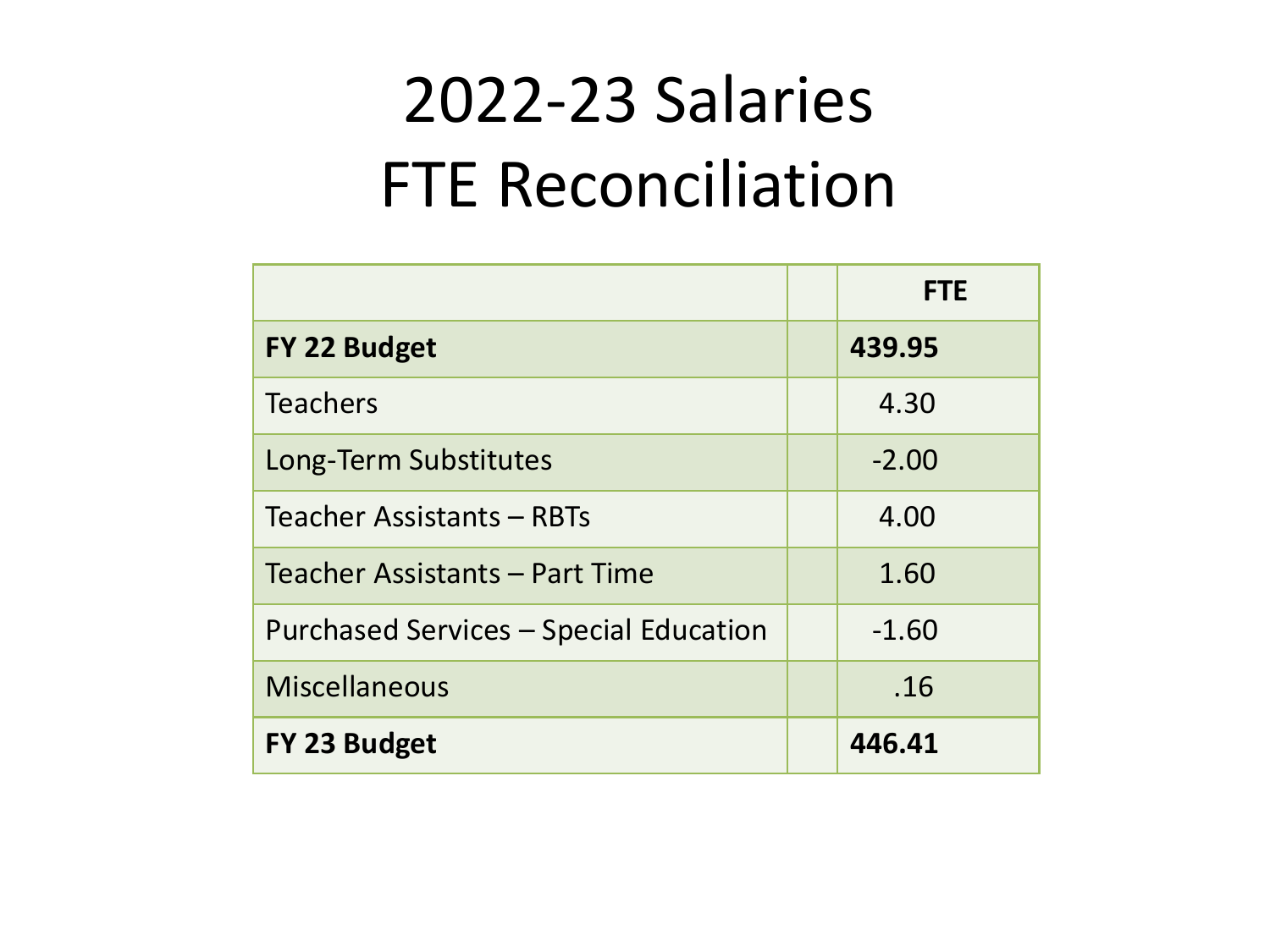# 2022-23 Salaries
# FTE Reconciliation

| | | FTE |
|---|---|---|
| **FY 22 Budget** | | **439.95** |
| Teachers | | 4.30 |
| Long-Term Substitutes | | -2.00 |
| Teacher Assistants – RBTs | | 4.00 |
| Teacher Assistants – Part Time | | 1.60 |
| Purchased Services – Special Education | | -1.60 |
| Miscellaneous | | .16 |
| **FY 23 Budget** | | **446.41** |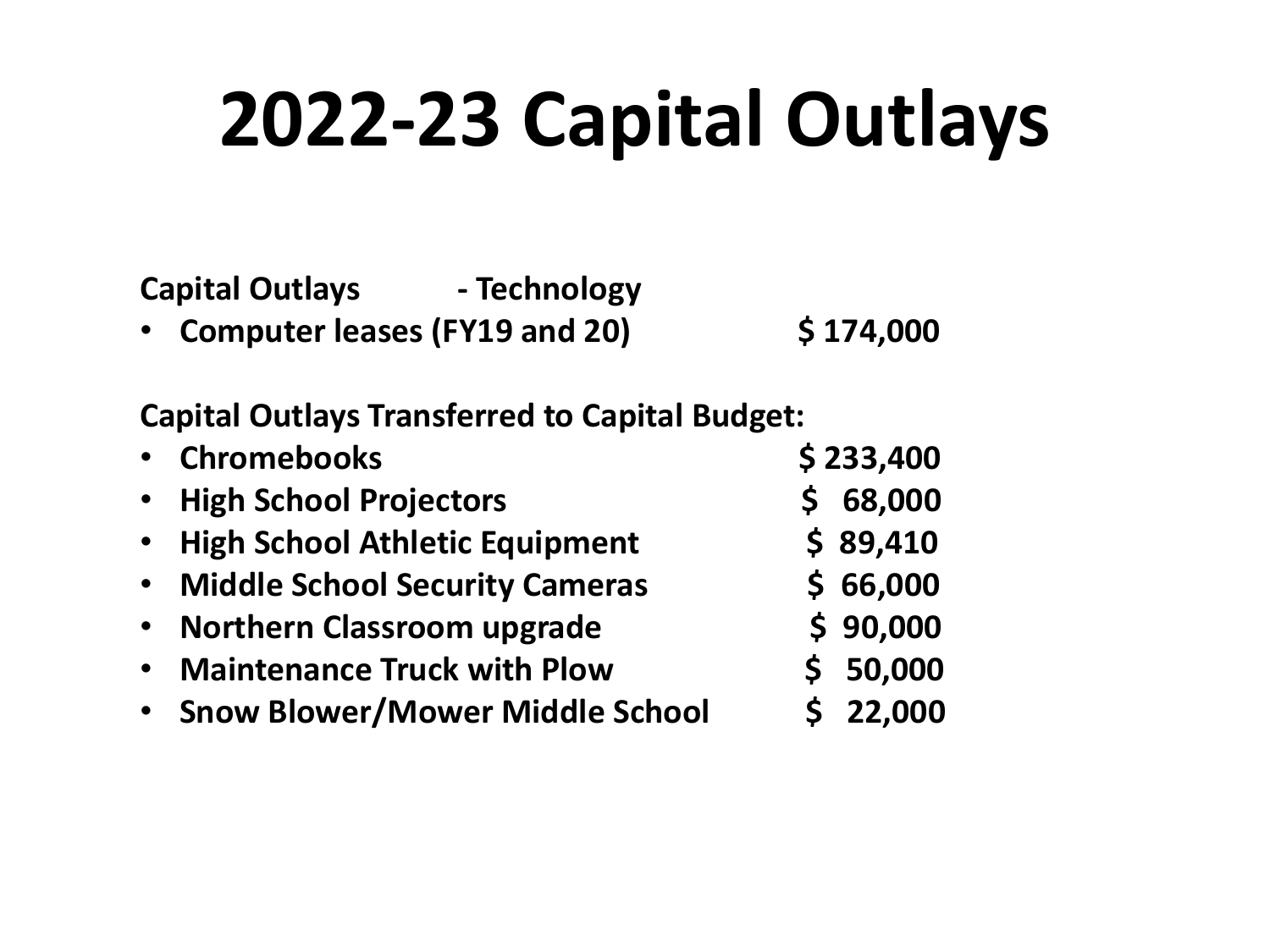# 2022-23 Capital Outlays

**Capital Outlays - Technology**

- **Computer leases (FY19 and 20) $ 174,000**

**Capital Outlays Transferred to Capital Budget:**

- **Chromebooks $ 233,400**
- **High School Projectors $ 68,000**
- **High School Athletic Equipment $ 89,410**
- **Middle School Security Cameras $ 66,000**
- **Northern Classroom upgrade $ 90,000**
- **Maintenance Truck with Plow $ 50,000**
- **Snow Blower/Mower Middle School $ 22,000**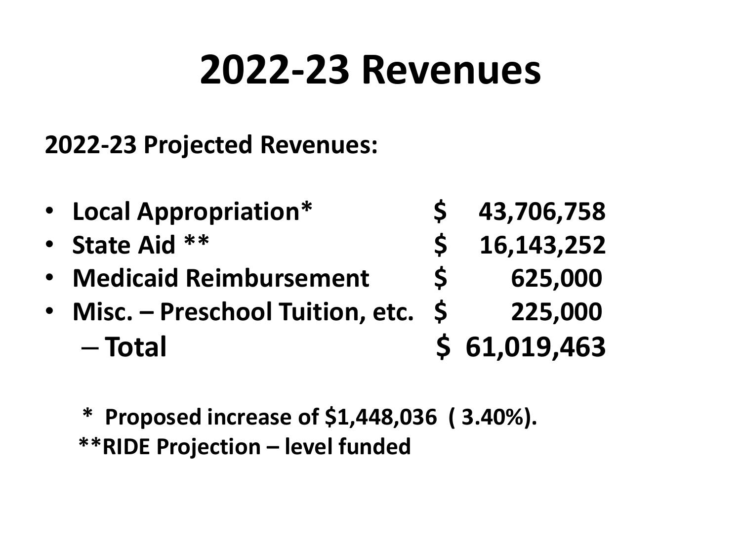# 2022-23 Revenues

**2022-23 Projected Revenues:**

- **Local Appropriation*** **$ 43,706,758**
- **State Aid **** **$ 16,143,252**
- **Medicaid Reimbursement** **$ 625,000**
- **Misc. – Preschool Tuition, etc.** **$ 225,000**
  - **Total** **$ 61,019,463**

**\* Proposed increase of $1,448,036 ( 3.40%).**

**\*\*RIDE Projection – level funded**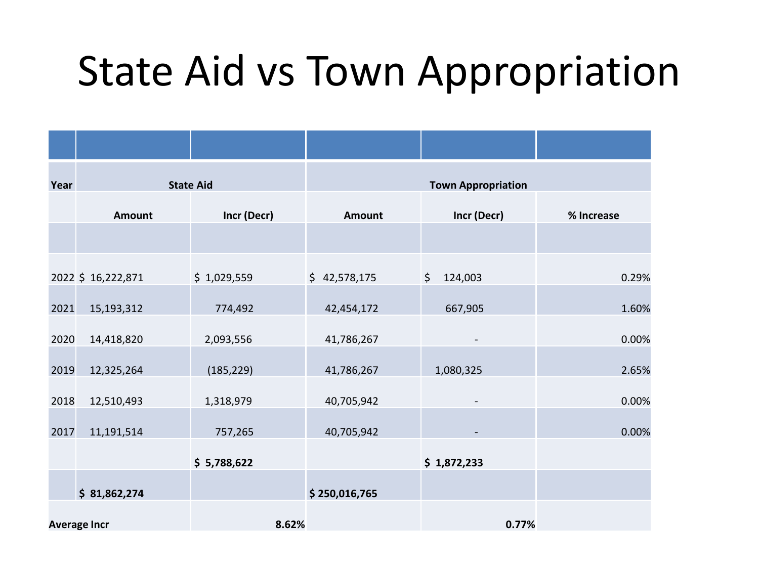# State Aid vs Town Appropriation

| | | | | | |
|---|---|---|---|---|---|
| Year | **State Aid** | | **Town Appropriation** | | |
| | **Amount** | **Incr (Decr)** | **Amount** | **Incr (Decr)** | **% Increase** |
| | | | | | |
| 2022 | $ 16,222,871 | $ 1,029,559 | $ 42,578,175 | $ 124,003 | 0.29% |
| 2021 | 15,193,312 | 774,492 | 42,454,172 | 667,905 | 1.60% |
| 2020 | 14,418,820 | 2,093,556 | 41,786,267 | - | 0.00% |
| 2019 | 12,325,264 | (185,229) | 41,786,267 | 1,080,325 | 2.65% |
| 2018 | 12,510,493 | 1,318,979 | 40,705,942 | - | 0.00% |
| 2017 | 11,191,514 | 757,265 | 40,705,942 | - | 0.00% |
| | | **$ 5,788,622** | | **$ 1,872,233** | |
| | **$ 81,862,274** | | **$ 250,016,765** | | |
| **Average Incr** | | **8.62%** | | **0.77%** | |